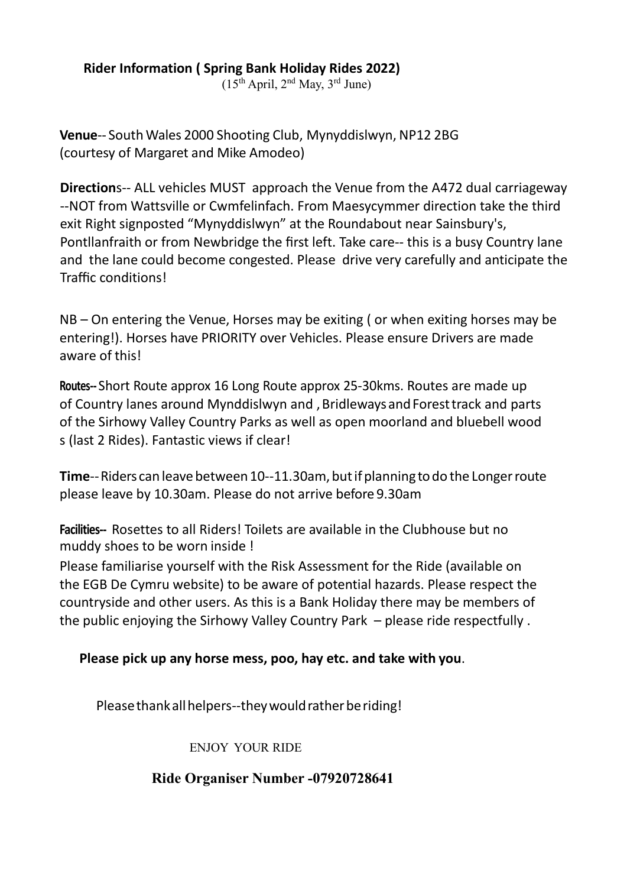**Rider Information ( Spring Bank Holiday Rides 2022)**

(15th April, 2nd May, 3rd June)

**Venue**-- South Wales 2000 Shooting Club, Mynyddislwyn, NP12 2BG (courtesy of Margaret and Mike Amodeo)

**Direction**s-- ALL vehicles MUST approach the Venue from the A472 dual carriageway --NOT from Wattsville or Cwmfelinfach. From Maesycymmer direction take the third exit Right signposted "Mynyddislwyn" at the Roundabout near Sainsbury's, Pontllanfraith or from Newbridge the first left. Take care-- this is a busy Country lane and the lane could become congested. Please drive very carefully and anticipate the Traffic conditions!

NB – On entering the Venue, Horses may be exiting ( or when exiting horses may be entering!). Horses have PRIORITY over Vehicles. Please ensure Drivers are made aware of this!

**Routes--** Short Route approx 16 Long Route approx 25-30kms. Routes are made up of Country lanes around Mynddislwyn and , Bridleways and Forest track and parts of the Sirhowy Valley Country Parks as well as open moorland and bluebell wood s (last 2 Rides). Fantastic views if clear!

**Time**-- Riders can leave between 10--11.30am, but if planning to do the Longer route please leave by 10.30am. Please do not arrive before 9.30am

**Facilities--** Rosettes to all Riders! Toilets are available in the Clubhouse but no muddy shoes to be worn inside !

Please familiarise yourself with the Risk Assessment for the Ride (available on the EGB De Cymru website) to be aware of potential hazards. Please respect the countryside and other users. As this is a Bank Holiday there may be members of the public enjoying the Sirhowy Valley Country Park – please ride respectfully .

**Please pick up any horse mess, poo, hay etc. and take with you**.

Please thank all helpers--they would rather be riding!

ENJOY YOUR RIDE

**Ride Organiser Number -07920728641**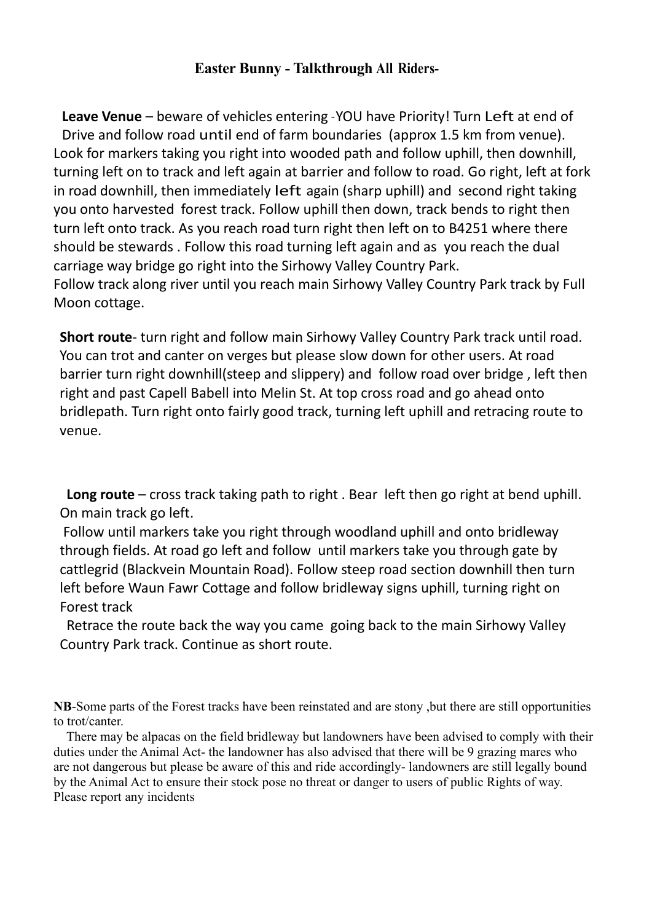## Easter Bunny - Talkthrough All Riders-

**Leave Venue** – beware of vehicles entering -YOU have Priority! Turn Left at end of Drive and follow road until end of farm boundaries (approx 1.5 km from venue). Look for markers taking you right into wooded path and follow uphill, then downhill, turning left on to track and left again at barrier and follow to road. Go right, left at fork in road downhill, then immediately left again (sharp uphill) and second right taking you onto harvested forest track. Follow uphill then down, track bends to right then turn left onto track. As you reach road turn right then left on to B4251 where there should be stewards . Follow this road turning left again and as you reach the dual carriage way bridge go right into the Sirhowy Valley Country Park.
Follow track along river until you reach main Sirhowy Valley Country Park track by Full Moon cottage.

**Short route**- turn right and follow main Sirhowy Valley Country Park track until road. You can trot and canter on verges but please slow down for other users. At road barrier turn right downhill(steep and slippery) and follow road over bridge , left then right and past Capell Babell into Melin St. At top cross road and go ahead onto bridlepath. Turn right onto fairly good track, turning left uphill and retracing route to venue.

**Long route** – cross track taking path to right . Bear left then go right at bend uphill. On main track go left.
Follow until markers take you right through woodland uphill and onto bridleway through fields. At road go left and follow until markers take you through gate by cattlegrid (Blackvein Mountain Road). Follow steep road section downhill then turn left before Waun Fawr Cottage and follow bridleway signs uphill, turning right on Forest track
Retrace the route back the way you came going back to the main Sirhowy Valley Country Park track. Continue as short route.

**NB**-Some parts of the Forest tracks have been reinstated and are stony ,but there are still opportunities to trot/canter.

There may be alpacas on the field bridleway but landowners have been advised to comply with their duties under the Animal Act- the landowner has also advised that there will be 9 grazing mares who are not dangerous but please be aware of this and ride accordingly- landowners are still legally bound by the Animal Act to ensure their stock pose no threat or danger to users of public Rights of way. Please report any incidents